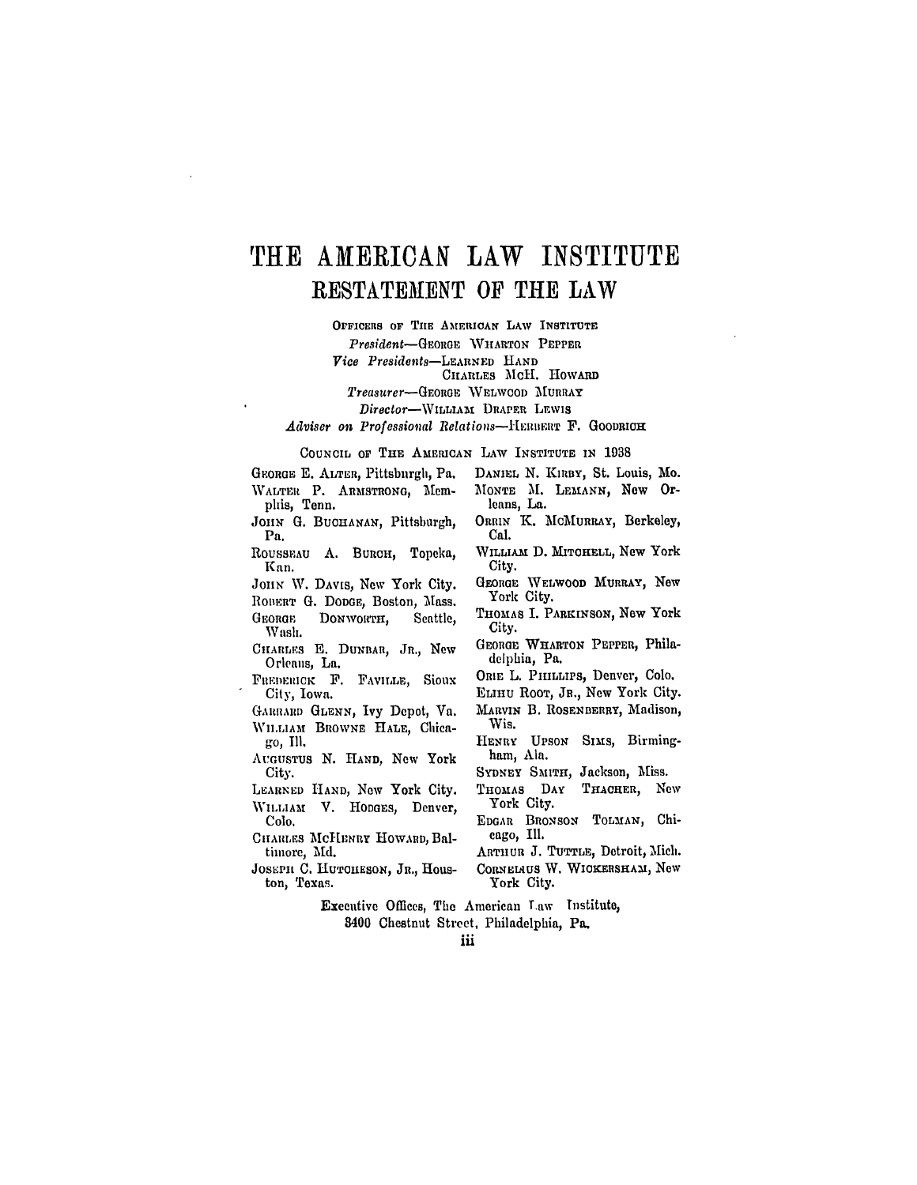# THE AMERICAN LAW INSTITUTE

## RESTATEMENT OF THE LAW

OFFICERS OF THE AMERICAN LAW INSTITUTE

*President*—GEORGE WHARTON PEPPER

*Vice Presidents*—LEARNED HAND
CHARLES McH. HOWARD

*Treasurer*—GEORGE WELWOOD MURRAY

*Director*—WILLIAM DRAPER LEWIS

*Adviser on Professional Relations*—HERBERT F. GOODRICH

COUNCIL OF THE AMERICAN LAW INSTITUTE IN 1938

GEORGE E. ALTER, Pittsburgh, Pa.
WALTER P. ARMSTRONG, Memphis, Tenn.
JOHN G. BUCHANAN, Pittsburgh, Pa.
ROUSSEAU A. BURCH, Topeka, Kan.
JOHN W. DAVIS, New York City.
ROBERT G. DODGE, Boston, Mass.
GEORGE DONWORTH, Seattle, Wash.
CHARLES E. DUNBAR, JR., New Orleans, La.
FREDERICK F. FAVILLE, Sioux City, Iowa.
GARRARD GLENN, Ivy Depot, Va.
WILLIAM BROWNE HALE, Chicago, Ill.
AUGUSTUS N. HAND, New York City.
LEARNED HAND, New York City.
WILLIAM V. HODGES, Denver, Colo.
CHARLES MCHENRY HOWARD, Baltimore, Md.
JOSEPH C. HUTCHESON, JR., Houston, Texas.
DANIEL N. KIRBY, St. Louis, Mo.
MONTE M. LEMANN, New Orleans, La.
ORRIN K. MCMURRAY, Berkeley, Cal.
WILLIAM D. MITCHELL, New York City.
GEORGE WELWOOD MURRAY, New York City.
THOMAS I. PARKINSON, New York City.
GEORGE WHARTON PEPPER, Philadelphia, Pa.
ORIE L. PHILLIPS, Denver, Colo.
ELIHU ROOT, JR., New York City.
MARVIN B. ROSENBERRY, Madison, Wis.
HENRY UPSON SIMS, Birmingham, Ala.
SYDNEY SMITH, Jackson, Miss.
THOMAS DAY THACHER, New York City.
EDGAR BRONSON TOLMAN, Chicago, Ill.
ARTHUR J. TUTTLE, Detroit, Mich.
CORNELIUS W. WICKERSHAM, New York City.

Executive Offices, The American Law Institute,
3400 Chestnut Street, Philadelphia, Pa.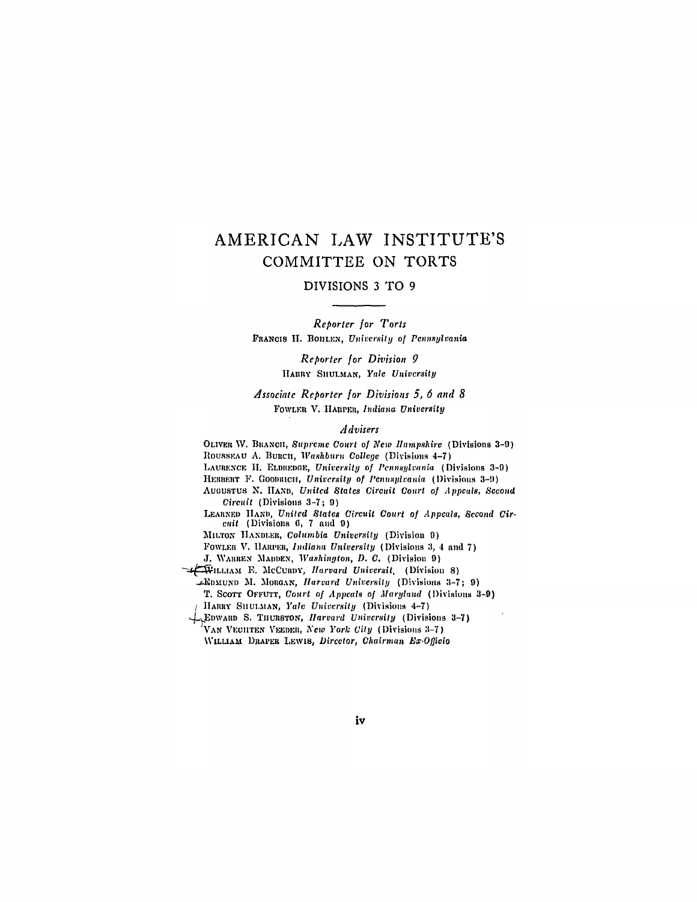# AMERICAN LAW INSTITUTE'S COMMITTEE ON TORTS

## DIVISIONS 3 TO 9

*Reporter for Torts*
FRANCIS H. BOHLEN, *University of Pennsylvania*

*Reporter for Division 9*
HARRY SHULMAN, *Yale University*

*Associate Reporter for Divisions 5, 6 and 8*
FOWLER V. HARPER, *Indiana University*

*Advisers*

OLIVER W. BRANCH, *Supreme Court of New Hampshire* (Divisions 3-9)
ROUSSEAU A. BURCH, *Washburn College* (Divisions 4-7)
LAURENCE H. ELDREDGE, *University of Pennsylvania* (Divisions 3-9)
HERBERT F. GOODRICH, *University of Pennsylvania* (Divisions 3-9)
AUGUSTUS N. HAND, *United States Circuit Court of Appeals, Second Circuit* (Divisions 3-7; 9)
LEARNED HAND, *United States Circuit Court of Appeals, Second Circuit* (Divisions 6, 7 and 9)
MILTON HANDLER, *Columbia University* (Division 9)
FOWLER V. HARPER, *Indiana University* (Divisions 3, 4 and 7)
J. WARREN MADDEN, *Washington, D. C.* (Division 9)
WILLIAM E. MCCURDY, *Harvard University* (Division 8)
EDMUND M. MORGAN, *Harvard University* (Divisions 3-7; 9)
T. SCOTT OFFUTT, *Court of Appeals of Maryland* (Divisions 3-9)
HARRY SHULMAN, *Yale University* (Divisions 4-7)
EDWARD S. THURSTON, *Harvard University* (Divisions 3-7)
VAN VECHTEN VEEDER, *New York City* (Divisions 3-7)
WILLIAM DRAPER LEWIS, *Director, Chairman Ex-Officio*